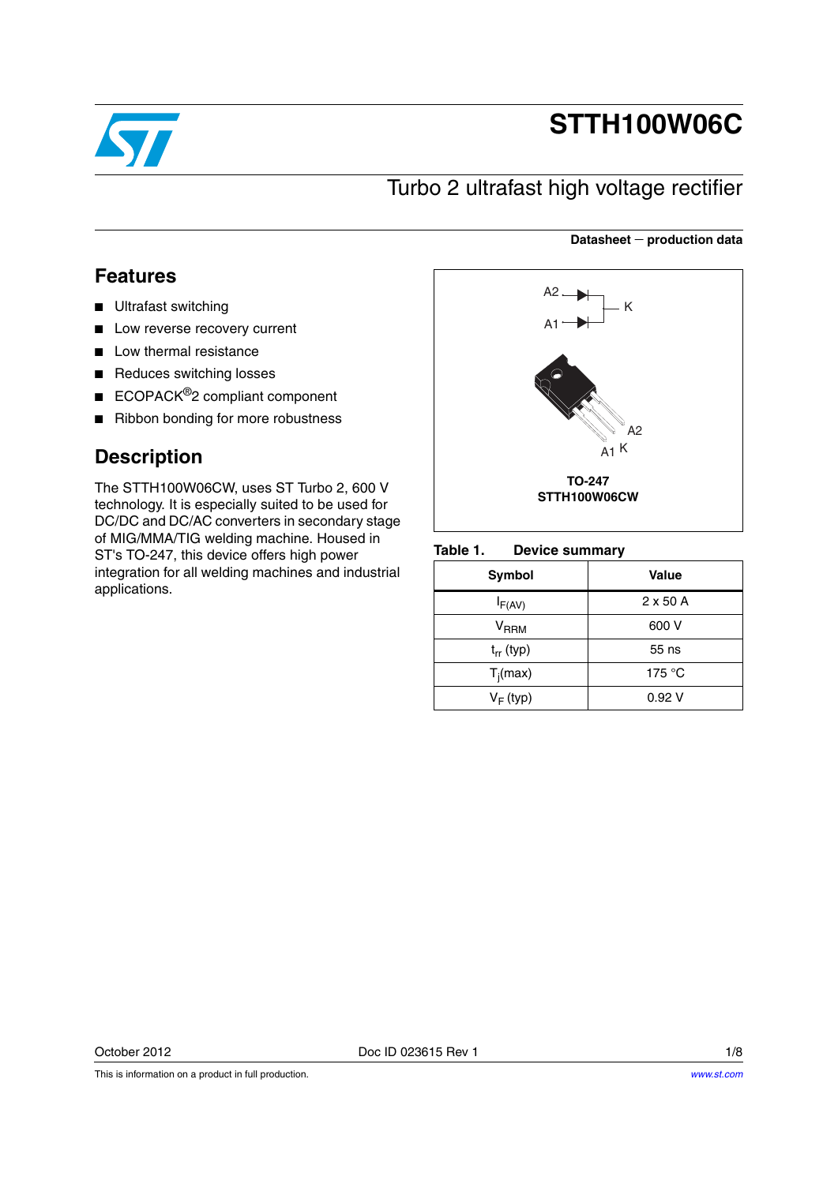# STTH100W06C

## Turbo 2 ultrafast high voltage rectifier

**Datasheet — production data**

## Features

- Ultrafast switching
- Low reverse recovery current
- Low thermal resistance
- Reduces switching losses
- ECOPACK®2 compliant component
- Ribbon bonding for more robustness

## Description

The STTH100W06CW, uses ST Turbo 2, 600 V technology. It is especially suited to be used for DC/DC and DC/AC converters in secondary stage of MIG/MMA/TIG welding machine. Housed in ST's TO-247, this device offers high power integration for all welding machines and industrial applications.

A2, A1, K

A2, A1, K

**TO-247**
**STTH100W06CW**

**Table 1. Device summary**

| Symbol | Value |
|---|---|
| $I_{F(AV)}$ | 2 x 50 A |
| $V_{RRM}$ | 600 V |
| $t_{rr}$ (typ) | 55 ns |
| $T_j$(max) | 175 °C |
| $V_F$ (typ) | 0.92 V |

October 2012 Doc ID 023615 Rev 1

This is information on a product in full production.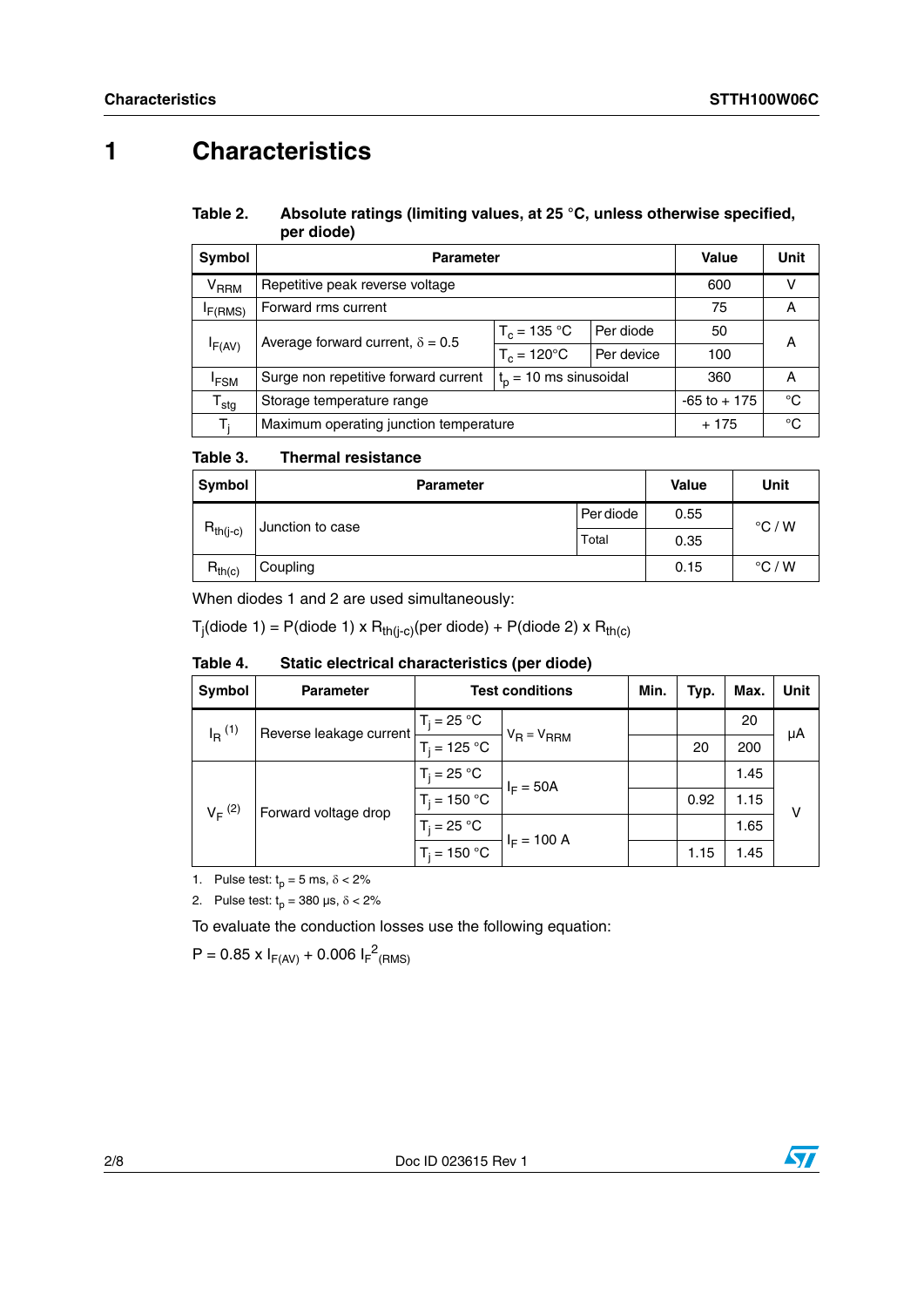# 1 Characteristics

**Table 2. Absolute ratings (limiting values, at 25 °C, unless otherwise specified, per diode)**

| Symbol | Parameter | | | Value | Unit |
|---|---|---|---|---|---|
| $V_{RRM}$ | Repetitive peak reverse voltage | | | 600 | V |
| $I_{F(RMS)}$ | Forward rms current | | | 75 | A |
| $I_{F(AV)}$ | Average forward current, $\delta = 0.5$ | $T_c = 135$ °C | Per diode | 50 | A |
| | | $T_c = 120$°C | Per device | 100 | |
| $I_{FSM}$ | Surge non repetitive forward current | $t_p = 10$ ms sinusoidal | | 360 | A |
| $T_{stg}$ | Storage temperature range | | | -65 to + 175 | °C |
| $T_j$ | Maximum operating junction temperature | | | + 175 | °C |

**Table 3. Thermal resistance**

| Symbol | Parameter | | Value | Unit |
|---|---|---|---|---|
| $R_{th(j-c)}$ | Junction to case | Per diode | 0.55 | °C / W |
| | | Total | 0.35 | |
| $R_{th(c)}$ | Coupling | | 0.15 | °C / W |

When diodes 1 and 2 are used simultaneously:

$T_j$(diode 1) = P(diode 1) x $R_{th(j-c)}$(per diode) + P(diode 2) x $R_{th(c)}$

**Table 4. Static electrical characteristics (per diode)**

| Symbol | Parameter | Test conditions | | Min. | Typ. | Max. | Unit |
|---|---|---|---|---|---|---|---|
| $I_R$ (1) | Reverse leakage current | $T_j = 25$ °C | $V_R = V_{RRM}$ | | | 20 | µA |
| | | $T_j = 125$ °C | | | 20 | 200 | |
| $V_F$ (2) | Forward voltage drop | $T_j = 25$ °C | $I_F = 50A$ | | | 1.45 | V |
| | | $T_j = 150$ °C | | | 0.92 | 1.15 | |
| | | $T_j = 25$ °C | $I_F = 100$ A | | | 1.65 | |
| | | $T_j = 150$ °C | | | 1.15 | 1.45 | |

1. Pulse test: $t_p = 5$ ms, $\delta < 2\%$
2. Pulse test: $t_p = 380$ µs, $\delta < 2\%$

To evaluate the conduction losses use the following equation:

$P = 0.85 \times I_{F(AV)} + 0.006\ I_{F}^{2}{}_{(RMS)}$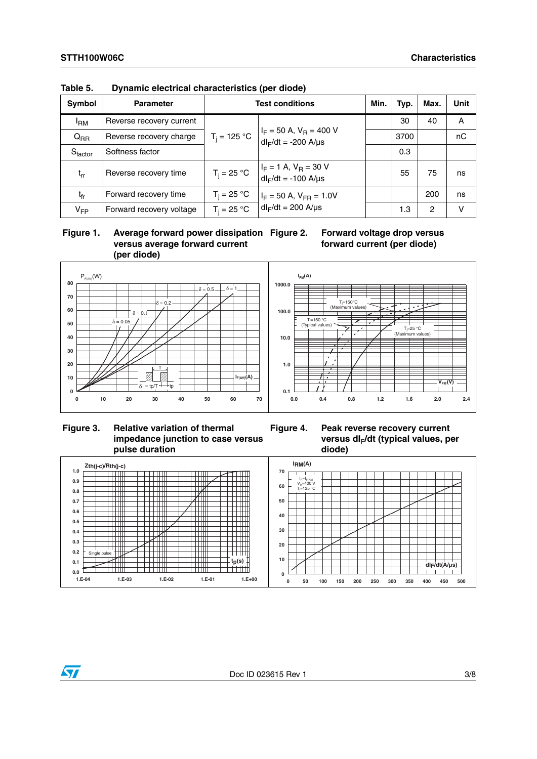Table 5. Dynamic electrical characteristics (per diode)

| Symbol | Parameter | Test conditions | | Min. | Typ. | Max. | Unit |
|---|---|---|---|---|---|---|---|
| $I_{RM}$ | Reverse recovery current | $T_j$ = 125 °C | $I_F$ = 50 A, $V_R$ = 400 V<br>$dI_F/dt$ = -200 A/µs | | 30 | 40 | A |
| $Q_{RR}$ | Reverse recovery charge | | | | 3700 | | nC |
| $S_{factor}$ | Softness factor | | | | 0.3 | | |
| $t_{rr}$ | Reverse recovery time | $T_j$ = 25 °C | $I_F$ = 1 A, $V_R$ = 30 V<br>$dI_F/dt$ = -100 A/µs | | 55 | 75 | ns |
| $t_{fr}$ | Forward recovery time | $T_j$ = 25 °C | $I_F$ = 50 A, $V_{FR}$ = 1.0V<br>$dI_F/dt$ = 200 A/µs | | | 200 | ns |
| $V_{FP}$ | Forward recovery voltage | $T_j$ = 25 °C | | | 1.3 | 2 | V |

Figure 1. Average forward power dissipation versus average forward current (per diode)

Figure 2. Forward voltage drop versus forward current (per diode)

Figure 3. Relative variation of thermal impedance junction to case versus pulse duration

Figure 4. Peak reverse recovery current versus $dI_F/dt$ (typical values, per diode)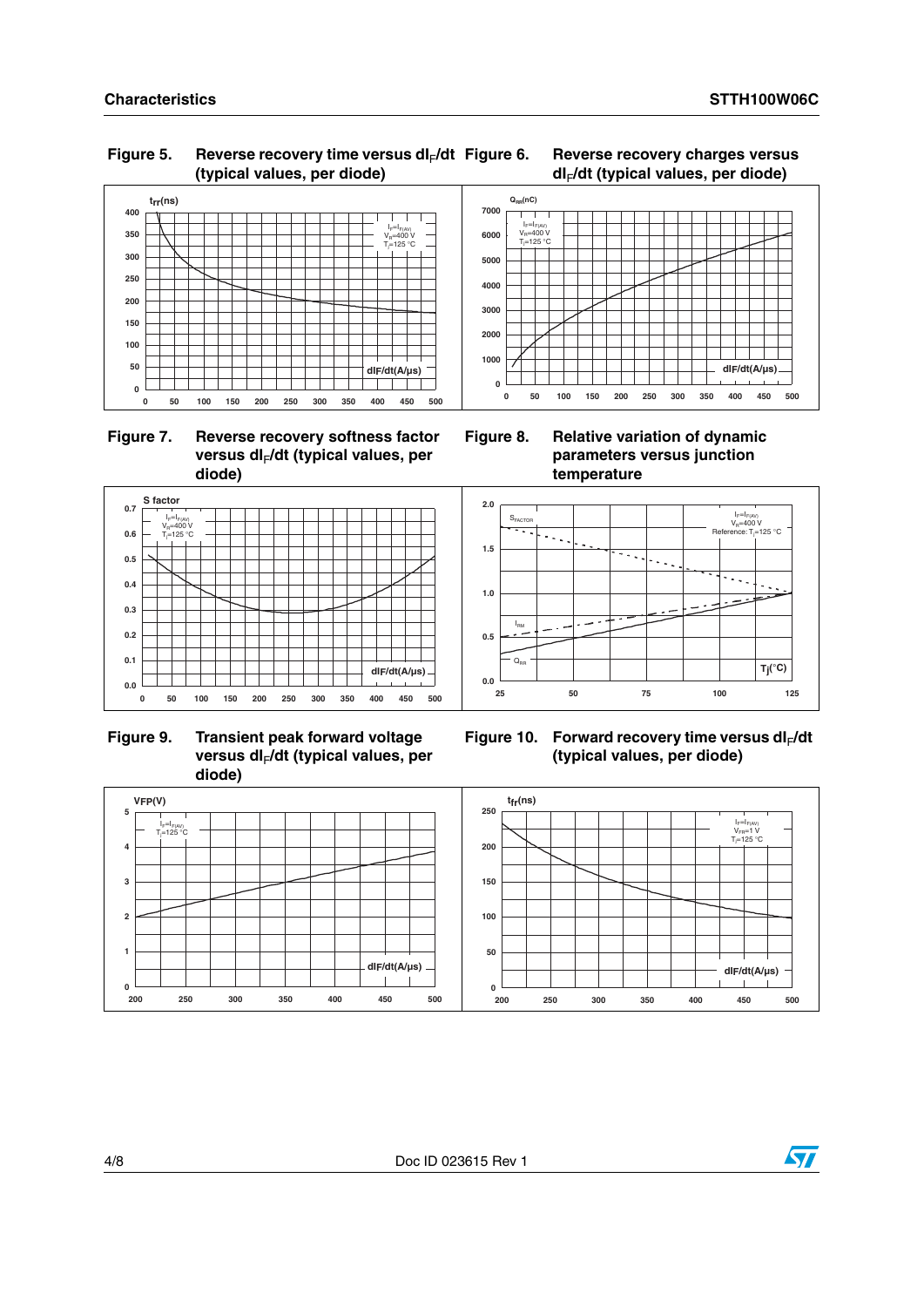**Figure 5. Reverse recovery time versus $dI_F/dt$ (typical values, per diode)**

**Figure 6. Reverse recovery charges versus $dI_F/dt$ (typical values, per diode)**

**Figure 7. Reverse recovery softness factor versus $dI_F/dt$ (typical values, per diode)**

**Figure 8. Relative variation of dynamic parameters versus junction temperature**

**Figure 9. Transient peak forward voltage versus $dI_F/dt$ (typical values, per diode)**

**Figure 10. Forward recovery time versus $dI_F/dt$ (typical values, per diode)**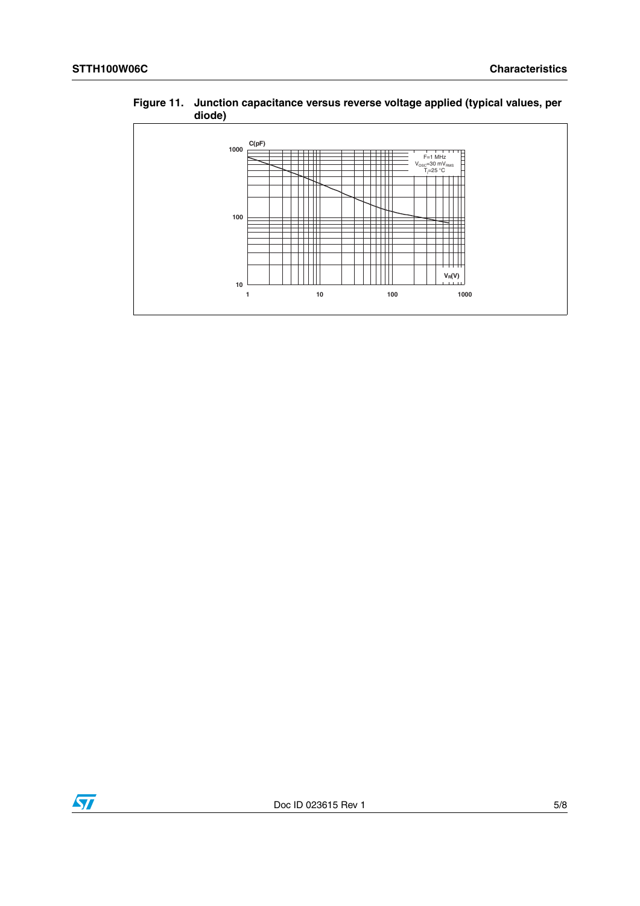Figure 11. Junction capacitance versus reverse voltage applied (typical values, per diode)

C(pF)

1000

100

10

F=1 MHz
$V_{OSC}$=30 $mV_{RMS}$
$T_j$=25 °C

$V_R$(V)

1 10 100 1000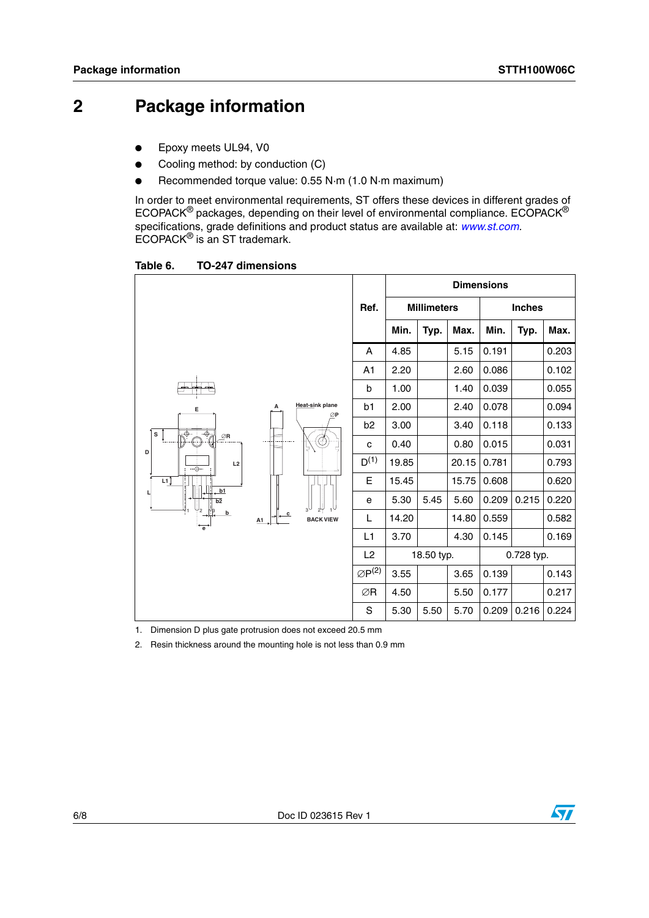# 2 Package information

- Epoxy meets UL94, V0
- Cooling method: by conduction (C)
- Recommended torque value: 0.55 N·m (1.0 N·m maximum)

In order to meet environmental requirements, ST offers these devices in different grades of ECOPACK® packages, depending on their level of environmental compliance. ECOPACK® specifications, grade definitions and product status are available at: *www.st.com*. ECOPACK® is an ST trademark.

**Table 6. TO-247 dimensions**

| Ref. | Dimensions | | | | | |
|---|---|---|---|---|---|---|
| | Millimeters | | | Inches | | |
| | Min. | Typ. | Max. | Min. | Typ. | Max. |
| A | 4.85 | | 5.15 | 0.191 | | 0.203 |
| A1 | 2.20 | | 2.60 | 0.086 | | 0.102 |
| b | 1.00 | | 1.40 | 0.039 | | 0.055 |
| b1 | 2.00 | | 2.40 | 0.078 | | 0.094 |
| b2 | 3.00 | | 3.40 | 0.118 | | 0.133 |
| c | 0.40 | | 0.80 | 0.015 | | 0.031 |
| D(1) | 19.85 | | 20.15 | 0.781 | | 0.793 |
| E | 15.45 | | 15.75 | 0.608 | | 0.620 |
| e | 5.30 | 5.45 | 5.60 | 0.209 | 0.215 | 0.220 |
| L | 14.20 | | 14.80 | 0.559 | | 0.582 |
| L1 | 3.70 | | 4.30 | 0.145 | | 0.169 |
| L2 | 18.50 typ. | | | 0.728 typ. | | |
| ∅P(2) | 3.55 | | 3.65 | 0.139 | | 0.143 |
| ∅R | 4.50 | | 5.50 | 0.177 | | 0.217 |
| S | 5.30 | 5.50 | 5.70 | 0.209 | 0.216 | 0.224 |

1. Dimension D plus gate protrusion does not exceed 20.5 mm
2. Resin thickness around the mounting hole is not less than 0.9 mm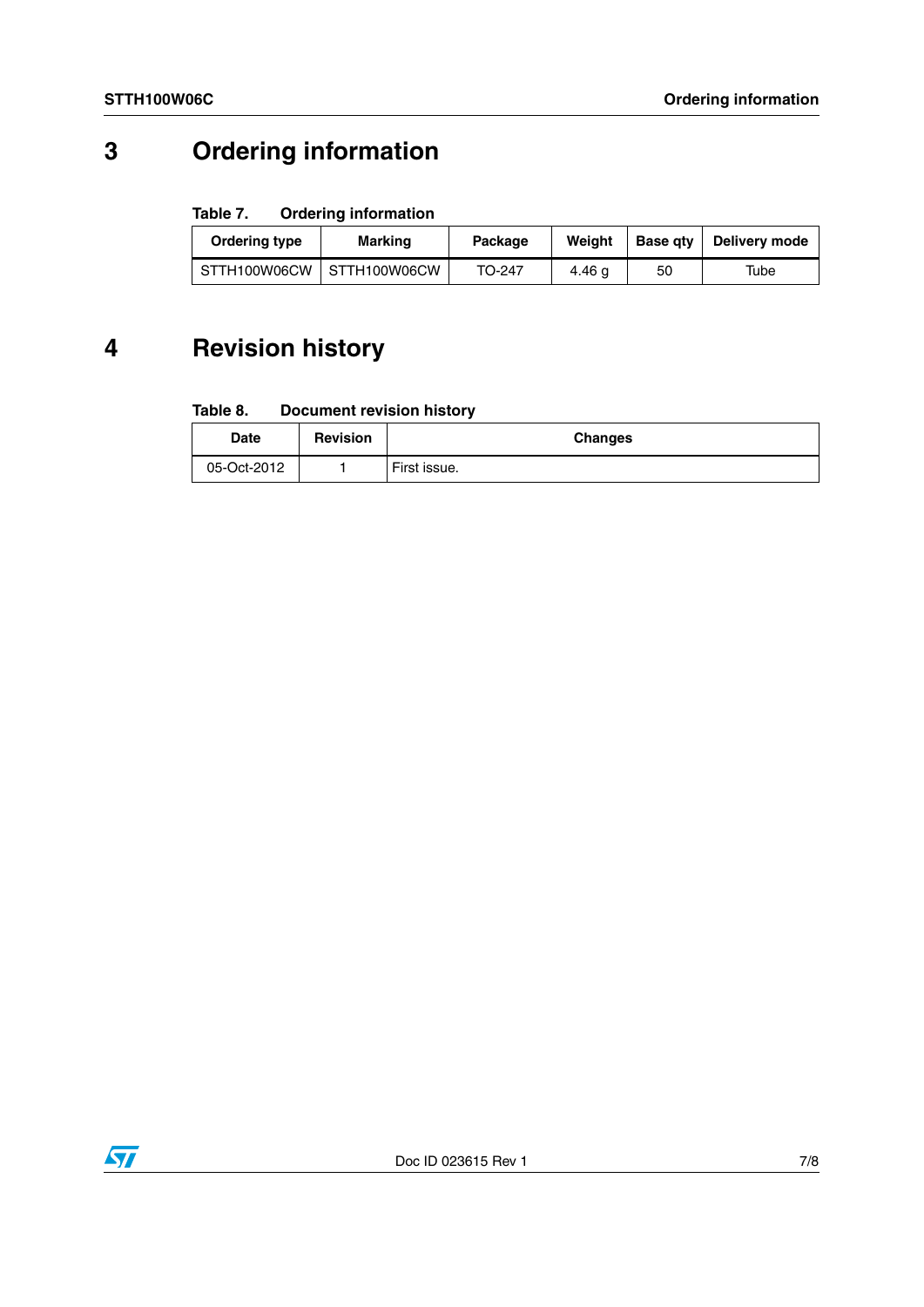# 3 Ordering information

**Table 7. Ordering information**

| Ordering type | Marking | Package | Weight | Base qty | Delivery mode |
|---|---|---|---|---|---|
| STTH100W06CW | STTH100W06CW | TO-247 | 4.46 g | 50 | Tube |

# 4 Revision history

**Table 8. Document revision history**

| Date | Revision | Changes |
|---|---|---|
| 05-Oct-2012 | 1 | First issue. |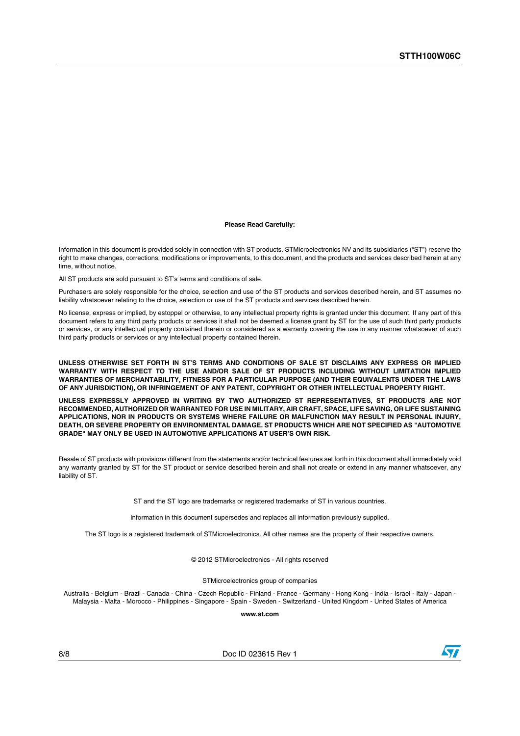**Please Read Carefully:**

Information in this document is provided solely in connection with ST products. STMicroelectronics NV and its subsidiaries ("ST") reserve the right to make changes, corrections, modifications or improvements, to this document, and the products and services described herein at any time, without notice.

All ST products are sold pursuant to ST's terms and conditions of sale.

Purchasers are solely responsible for the choice, selection and use of the ST products and services described herein, and ST assumes no liability whatsoever relating to the choice, selection or use of the ST products and services described herein.

No license, express or implied, by estoppel or otherwise, to any intellectual property rights is granted under this document. If any part of this document refers to any third party products or services it shall not be deemed a license grant by ST for the use of such third party products or services, or any intellectual property contained therein or considered as a warranty covering the use in any manner whatsoever of such third party products or services or any intellectual property contained therein.

**UNLESS OTHERWISE SET FORTH IN ST'S TERMS AND CONDITIONS OF SALE ST DISCLAIMS ANY EXPRESS OR IMPLIED WARRANTY WITH RESPECT TO THE USE AND/OR SALE OF ST PRODUCTS INCLUDING WITHOUT LIMITATION IMPLIED WARRANTIES OF MERCHANTABILITY, FITNESS FOR A PARTICULAR PURPOSE (AND THEIR EQUIVALENTS UNDER THE LAWS OF ANY JURISDICTION), OR INFRINGEMENT OF ANY PATENT, COPYRIGHT OR OTHER INTELLECTUAL PROPERTY RIGHT.**

**UNLESS EXPRESSLY APPROVED IN WRITING BY TWO AUTHORIZED ST REPRESENTATIVES, ST PRODUCTS ARE NOT RECOMMENDED, AUTHORIZED OR WARRANTED FOR USE IN MILITARY, AIR CRAFT, SPACE, LIFE SAVING, OR LIFE SUSTAINING APPLICATIONS, NOR IN PRODUCTS OR SYSTEMS WHERE FAILURE OR MALFUNCTION MAY RESULT IN PERSONAL INJURY, DEATH, OR SEVERE PROPERTY OR ENVIRONMENTAL DAMAGE. ST PRODUCTS WHICH ARE NOT SPECIFIED AS "AUTOMOTIVE GRADE" MAY ONLY BE USED IN AUTOMOTIVE APPLICATIONS AT USER'S OWN RISK.**

Resale of ST products with provisions different from the statements and/or technical features set forth in this document shall immediately void any warranty granted by ST for the ST product or service described herein and shall not create or extend in any manner whatsoever, any liability of ST.

ST and the ST logo are trademarks or registered trademarks of ST in various countries.

Information in this document supersedes and replaces all information previously supplied.

The ST logo is a registered trademark of STMicroelectronics. All other names are the property of their respective owners.

© 2012 STMicroelectronics - All rights reserved

STMicroelectronics group of companies

Australia - Belgium - Brazil - Canada - China - Czech Republic - Finland - France - Germany - Hong Kong - India - Israel - Italy - Japan - Malaysia - Malta - Morocco - Philippines - Singapore - Spain - Sweden - Switzerland - United Kingdom - United States of America

**www.st.com**